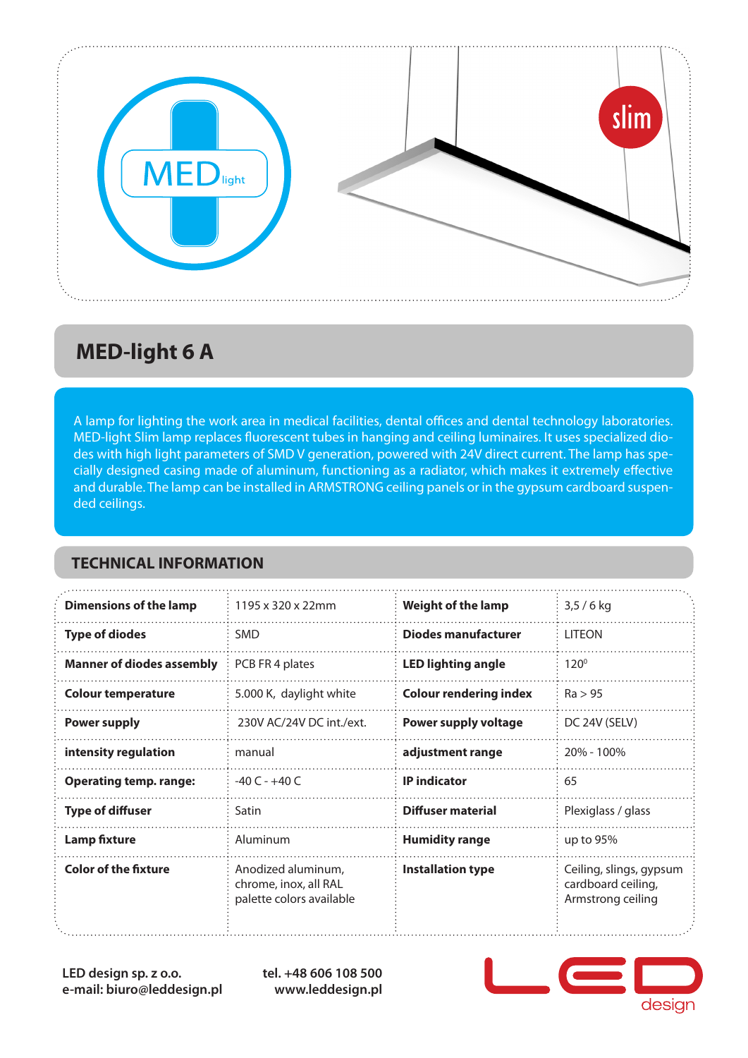# MED-light 6 A

A lamp for lighting the work area in medical facilities, dental offices and dental technology laboratories. MED-light Slim lamp replaces fluorescent tubes in hanging and ceiling luminaires. It uses specialized diodes with high light parameters of SMD V generation, powered with 24V direct current. The lamp has specially designed casing made of aluminum, functioning as a radiator, which makes it extremely effective and durable. The lamp can be installed in ARMSTRONG ceiling panels or in the gypsum cardboard suspended ceilings.

## TECHNICAL INFORMATION

| | | | |
|---|---|---|---|
| **Dimensions of the lamp** | 1195 x 320 x 22mm | **Weight of the lamp** | 3,5 / 6 kg |
| **Type of diodes** | SMD | **Diodes manufacturer** | LITEON |
| **Manner of diodes assembly** | PCB FR 4 plates | **LED lighting angle** | 120⁰ |
| **Colour temperature** | 5.000 K, daylight white | **Colour rendering index** | Ra > 95 |
| **Power supply** | 230V AC/24V DC int./ext. | **Power supply voltage** | DC 24V (SELV) |
| **intensity regulation** | manual | **adjustment range** | 20% - 100% |
| **Operating temp. range:** | -40 C - +40 C | **IP indicator** | 65 |
| **Type of diffuser** | Satin | **Diffuser material** | Plexiglass / glass |
| **Lamp fixture** | Aluminum | **Humidity range** | up to 95% |
| **Color of the fixture** | Anodized aluminum, chrome, inox, all RAL palette colors available | **Installation type** | Ceiling, slings, gypsum cardboard ceiling, Armstrong ceiling |

**LED design sp. z o.o.**
**e-mail: biuro@leddesign.pl**

**tel. +48 606 108 500**
**www.leddesign.pl**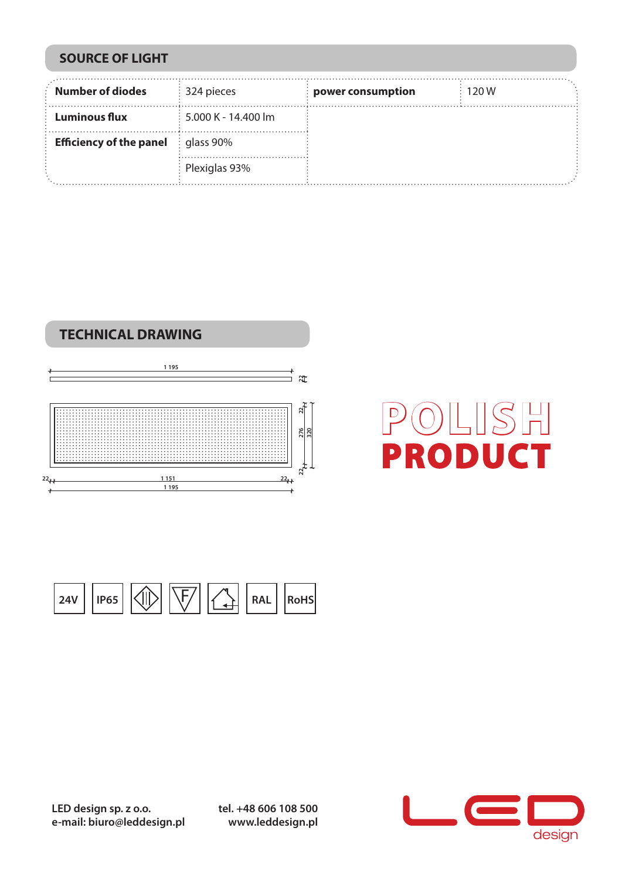## SOURCE OF LIGHT

| | | | |
|---|---|---|---|
| **Number of diodes** | 324 pieces | **power consumption** | 120 W |
| **Luminous flux** | 5.000 K - 14.400 lm | | |
| **Efficiency of the panel** | glass 90% | | |
| | Plexiglas 93% | | |

## TECHNICAL DRAWING

1 195

22

22

276

320

22

22

1 151

22

1 195

POLISH
PRODUCT

24V IP65 RAL RoHS

LED design sp. z o.o.
e-mail: biuro@leddesign.pl

tel. +48 606 108 500
www.leddesign.pl

LED design